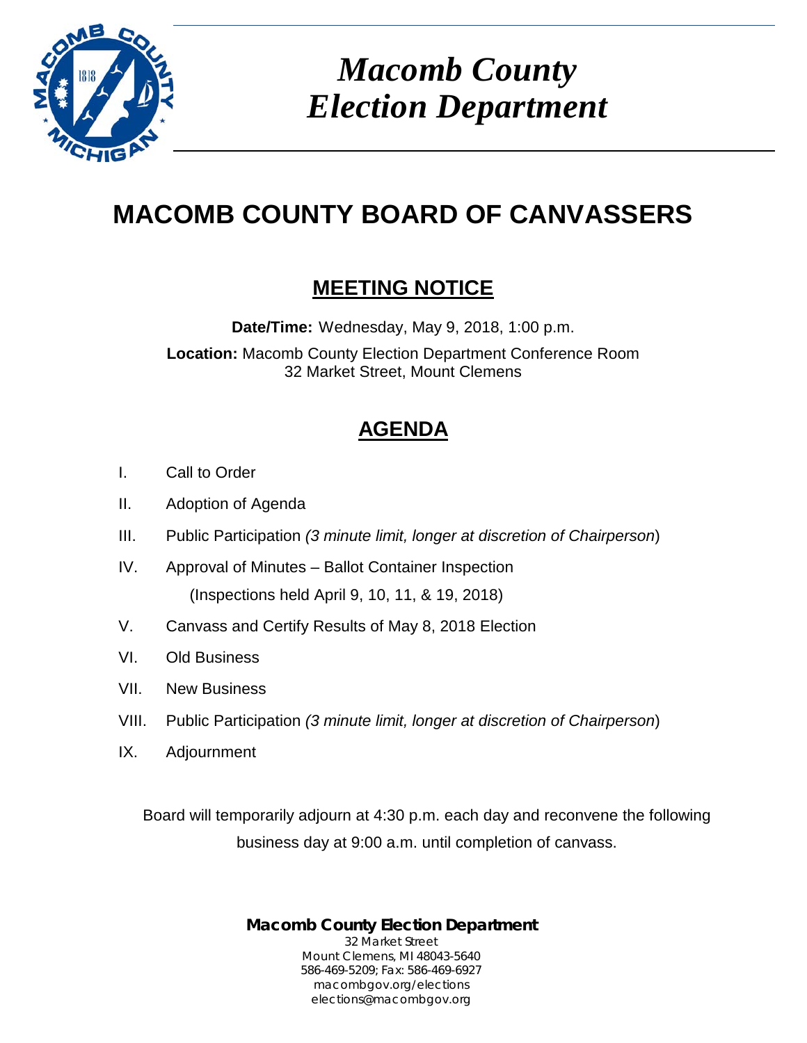# *Macomb County Election Department*

# MACOMB COUNTY BOARD OF CANVASSERS

## MEETING NOTICE

**Date/Time:** Wednesday, May 9, 2018, 1:00 p.m.

**Location:** Macomb County Election Department Conference Room
32 Market Street, Mount Clemens

## AGENDA

I. Call to Order

II. Adoption of Agenda

III. Public Participation *(3 minute limit, longer at discretion of Chairperson)*

IV. Approval of Minutes – Ballot Container Inspection
(Inspections held April 9, 10, 11, & 19, 2018)

V. Canvass and Certify Results of May 8, 2018 Election

VI. Old Business

VII. New Business

VIII. Public Participation *(3 minute limit, longer at discretion of Chairperson)*

IX. Adjournment

Board will temporarily adjourn at 4:30 p.m. each day and reconvene the following business day at 9:00 a.m. until completion of canvass.

**Macomb County Election Department**
32 Market Street
Mount Clemens, MI 48043-5640
586-469-5209; Fax: 586-469-6927
macombgov.org/elections
elections@macombgov.org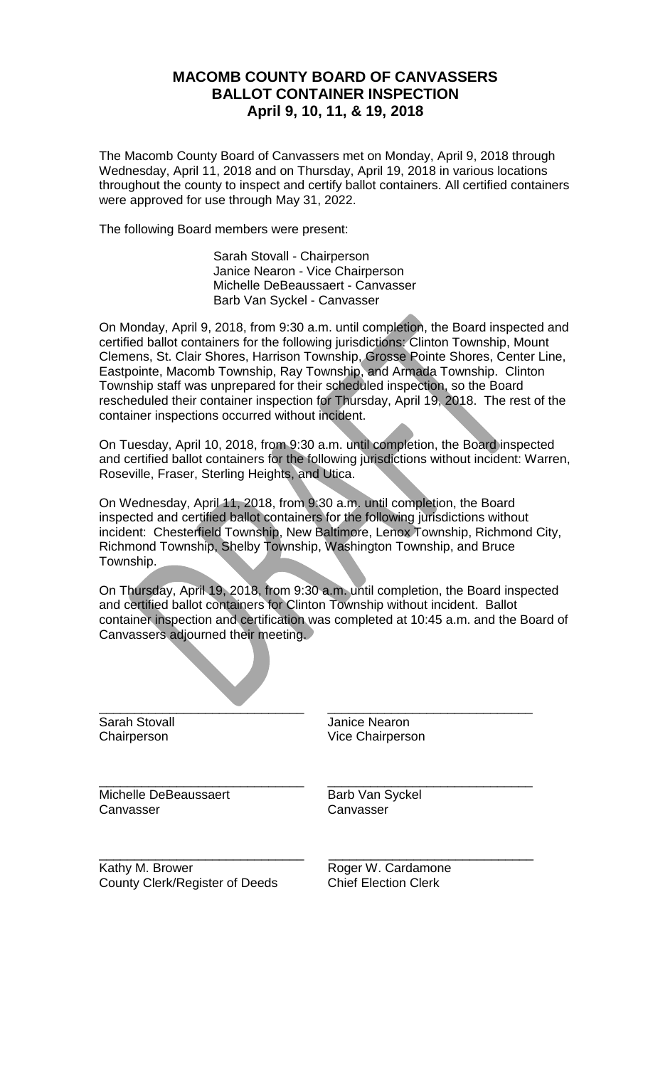## MACOMB COUNTY BOARD OF CANVASSERS
## BALLOT CONTAINER INSPECTION
## April 9, 10, 11, & 19, 2018

The Macomb County Board of Canvassers met on Monday, April 9, 2018 through Wednesday, April 11, 2018 and on Thursday, April 19, 2018 in various locations throughout the county to inspect and certify ballot containers. All certified containers were approved for use through May 31, 2022.

The following Board members were present:

Sarah Stovall - Chairperson
Janice Nearon - Vice Chairperson
Michelle DeBeaussaert - Canvasser
Barb Van Syckel - Canvasser

On Monday, April 9, 2018, from 9:30 a.m. until completion, the Board inspected and certified ballot containers for the following jurisdictions: Clinton Township, Mount Clemens, St. Clair Shores, Harrison Township, Grosse Pointe Shores, Center Line, Eastpointe, Macomb Township, Ray Township, and Armada Township. Clinton Township staff was unprepared for their scheduled inspection, so the Board rescheduled their container inspection for Thursday, April 19, 2018. The rest of the container inspections occurred without incident.

On Tuesday, April 10, 2018, from 9:30 a.m. until completion, the Board inspected and certified ballot containers for the following jurisdictions without incident: Warren, Roseville, Fraser, Sterling Heights, and Utica.

On Wednesday, April 11, 2018, from 9:30 a.m. until completion, the Board inspected and certified ballot containers for the following jurisdictions without incident: Chesterfield Township, New Baltimore, Lenox Township, Richmond City, Richmond Township, Shelby Township, Washington Township, and Bruce Township.

On Thursday, April 19, 2018, from 9:30 a.m. until completion, the Board inspected and certified ballot containers for Clinton Township without incident. Ballot container inspection and certification was completed at 10:45 a.m. and the Board of Canvassers adjourned their meeting.

DRAFT

| | |
|---|---|
| _____________________________ | _____________________________ |
| Sarah Stovall<br>Chairperson | Janice Nearon<br>Vice Chairperson |
| _____________________________ | _____________________________ |
| Michelle DeBeaussaert<br>Canvasser | Barb Van Syckel<br>Canvasser |
| _____________________________ | _____________________________ |
| Kathy M. Brower<br>County Clerk/Register of Deeds | Roger W. Cardamone<br>Chief Election Clerk |